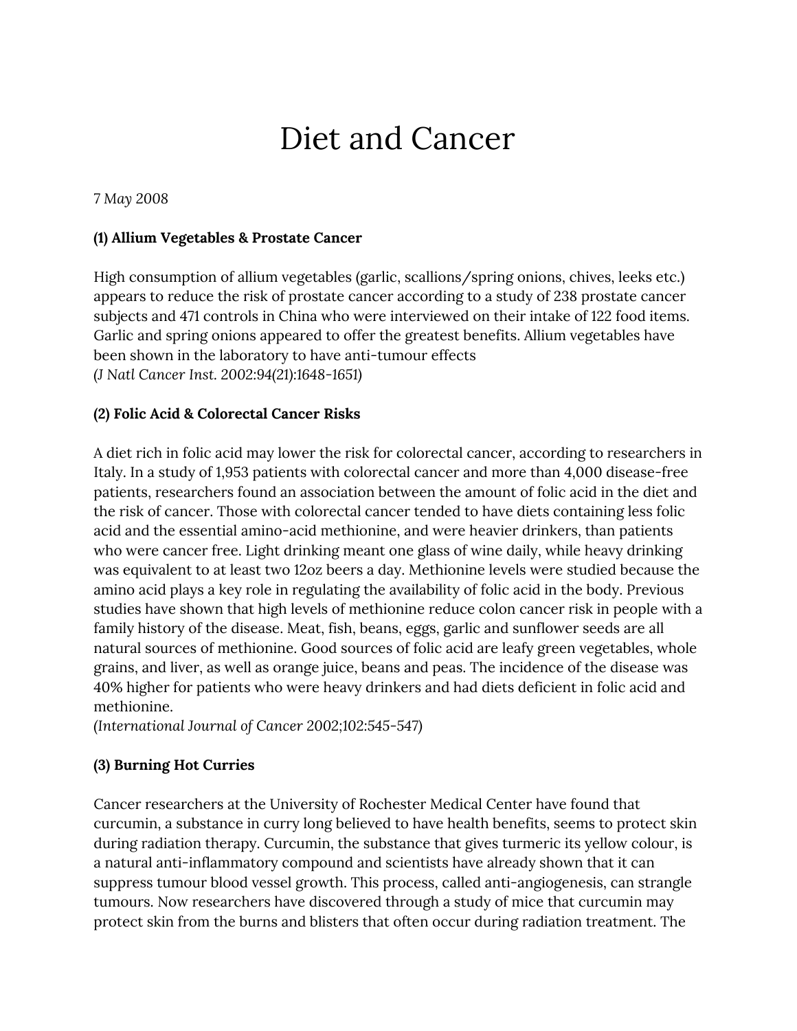# Diet and Cancer

*7 May 2008*

**(1) Allium Vegetables & Prostate Cancer**

High consumption of allium vegetables (garlic, scallions/spring onions, chives, leeks etc.) appears to reduce the risk of prostate cancer according to a study of 238 prostate cancer subjects and 471 controls in China who were interviewed on their intake of 122 food items. Garlic and spring onions appeared to offer the greatest benefits. Allium vegetables have been shown in the laboratory to have anti-tumour effects
*(J Natl Cancer Inst. 2002:94(21):1648-1651)*

**(2) Folic Acid & Colorectal Cancer Risks**

A diet rich in folic acid may lower the risk for colorectal cancer, according to researchers in Italy. In a study of 1,953 patients with colorectal cancer and more than 4,000 disease-free patients, researchers found an association between the amount of folic acid in the diet and the risk of cancer. Those with colorectal cancer tended to have diets containing less folic acid and the essential amino-acid methionine, and were heavier drinkers, than patients who were cancer free. Light drinking meant one glass of wine daily, while heavy drinking was equivalent to at least two 12oz beers a day. Methionine levels were studied because the amino acid plays a key role in regulating the availability of folic acid in the body. Previous studies have shown that high levels of methionine reduce colon cancer risk in people with a family history of the disease. Meat, fish, beans, eggs, garlic and sunflower seeds are all natural sources of methionine. Good sources of folic acid are leafy green vegetables, whole grains, and liver, as well as orange juice, beans and peas. The incidence of the disease was 40% higher for patients who were heavy drinkers and had diets deficient in folic acid and methionine.
*(International Journal of Cancer 2002;102:545-547)*

**(3) Burning Hot Curries**

Cancer researchers at the University of Rochester Medical Center have found that curcumin, a substance in curry long believed to have health benefits, seems to protect skin during radiation therapy. Curcumin, the substance that gives turmeric its yellow colour, is a natural anti-inflammatory compound and scientists have already shown that it can suppress tumour blood vessel growth. This process, called anti-angiogenesis, can strangle tumours. Now researchers have discovered through a study of mice that curcumin may protect skin from the burns and blisters that often occur during radiation treatment. The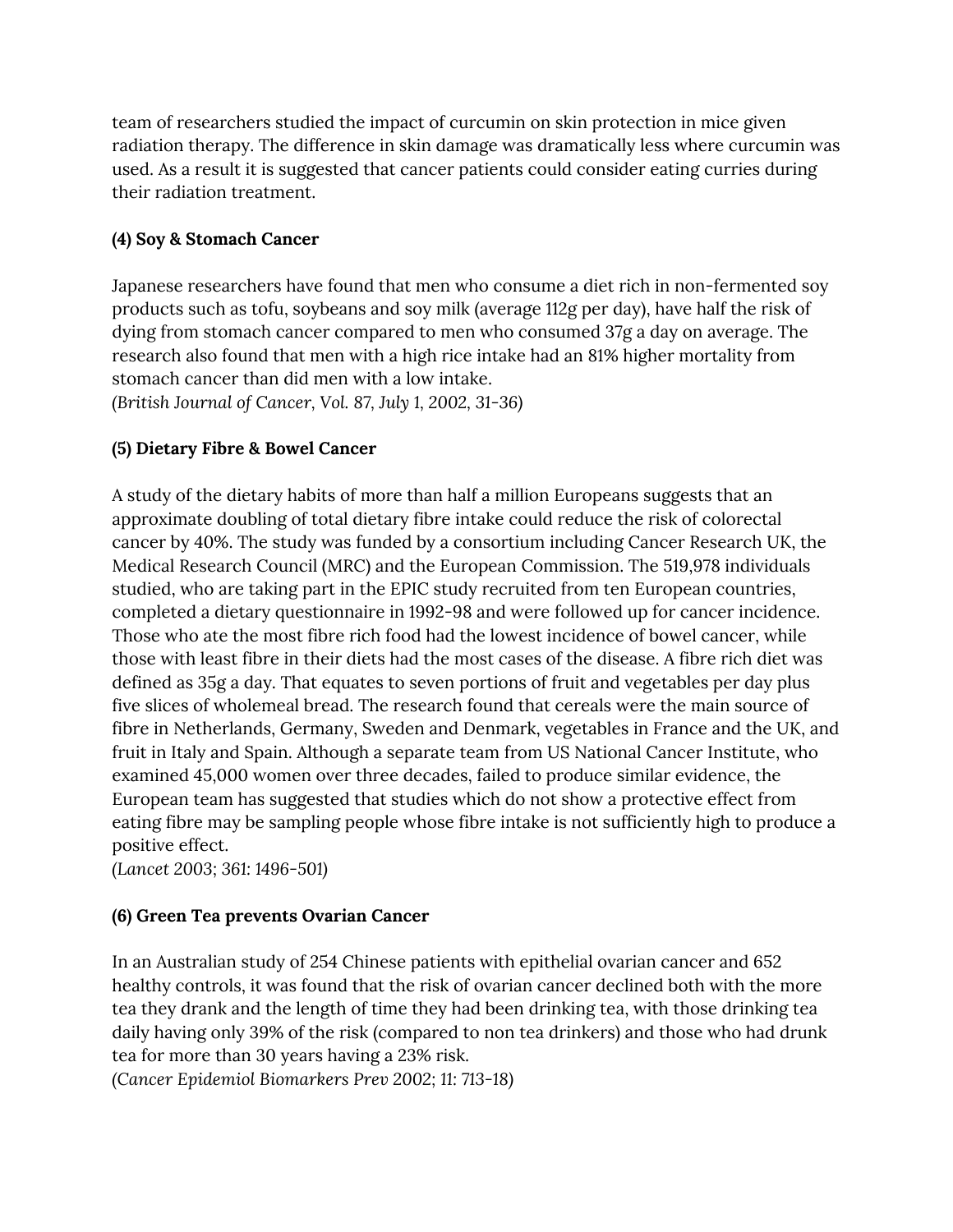team of researchers studied the impact of curcumin on skin protection in mice given radiation therapy. The difference in skin damage was dramatically less where curcumin was used. As a result it is suggested that cancer patients could consider eating curries during their radiation treatment.

**(4) Soy & Stomach Cancer**

Japanese researchers have found that men who consume a diet rich in non-fermented soy products such as tofu, soybeans and soy milk (average 112g per day), have half the risk of dying from stomach cancer compared to men who consumed 37g a day on average. The research also found that men with a high rice intake had an 81% higher mortality from stomach cancer than did men with a low intake.
(*British Journal of Cancer, Vol. 87, July 1, 2002, 31-36*)

**(5) Dietary Fibre & Bowel Cancer**

A study of the dietary habits of more than half a million Europeans suggests that an approximate doubling of total dietary fibre intake could reduce the risk of colorectal cancer by 40%. The study was funded by a consortium including Cancer Research UK, the Medical Research Council (MRC) and the European Commission. The 519,978 individuals studied, who are taking part in the EPIC study recruited from ten European countries, completed a dietary questionnaire in 1992-98 and were followed up for cancer incidence. Those who ate the most fibre rich food had the lowest incidence of bowel cancer, while those with least fibre in their diets had the most cases of the disease. A fibre rich diet was defined as 35g a day. That equates to seven portions of fruit and vegetables per day plus five slices of wholemeal bread. The research found that cereals were the main source of fibre in Netherlands, Germany, Sweden and Denmark, vegetables in France and the UK, and fruit in Italy and Spain. Although a separate team from US National Cancer Institute, who examined 45,000 women over three decades, failed to produce similar evidence, the European team has suggested that studies which do not show a protective effect from eating fibre may be sampling people whose fibre intake is not sufficiently high to produce a positive effect.
(*Lancet 2003; 361: 1496-501*)

**(6) Green Tea prevents Ovarian Cancer**

In an Australian study of 254 Chinese patients with epithelial ovarian cancer and 652 healthy controls, it was found that the risk of ovarian cancer declined both with the more tea they drank and the length of time they had been drinking tea, with those drinking tea daily having only 39% of the risk (compared to non tea drinkers) and those who had drunk tea for more than 30 years having a 23% risk.
(*Cancer Epidemiol Biomarkers Prev 2002; 11: 713-18*)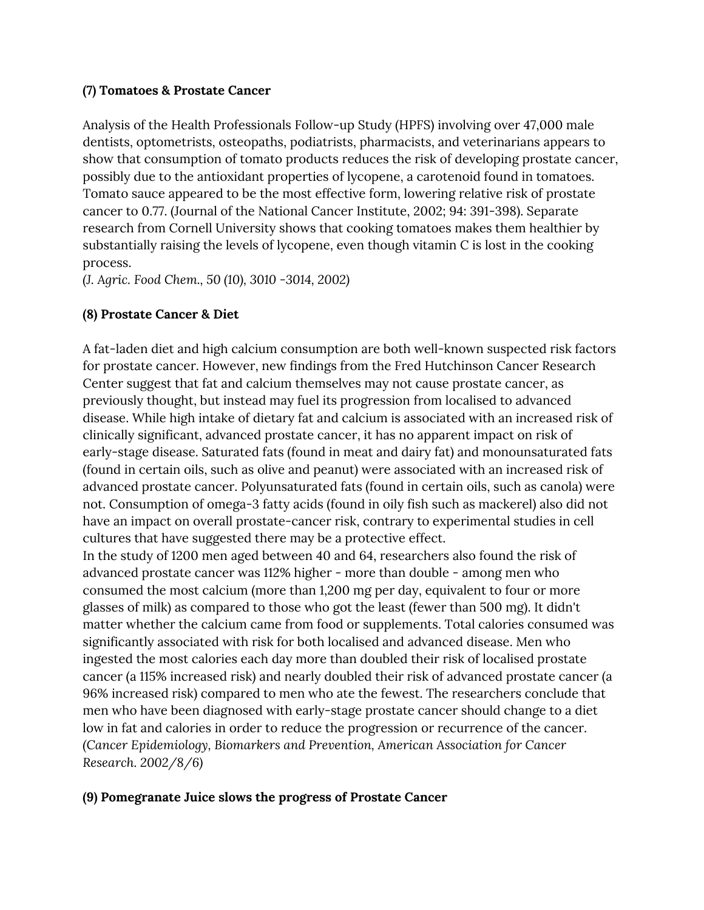**(7) Tomatoes & Prostate Cancer**

Analysis of the Health Professionals Follow-up Study (HPFS) involving over 47,000 male dentists, optometrists, osteopaths, podiatrists, pharmacists, and veterinarians appears to show that consumption of tomato products reduces the risk of developing prostate cancer, possibly due to the antioxidant properties of lycopene, a carotenoid found in tomatoes. Tomato sauce appeared to be the most effective form, lowering relative risk of prostate cancer to 0.77. (Journal of the National Cancer Institute, 2002; 94: 391-398). Separate research from Cornell University shows that cooking tomatoes makes them healthier by substantially raising the levels of lycopene, even though vitamin C is lost in the cooking process.
(*J. Agric. Food Chem.*, 50 (10), 3010 -3014, 2002)

**(8) Prostate Cancer & Diet**

A fat-laden diet and high calcium consumption are both well-known suspected risk factors for prostate cancer. However, new findings from the Fred Hutchinson Cancer Research Center suggest that fat and calcium themselves may not cause prostate cancer, as previously thought, but instead may fuel its progression from localised to advanced disease. While high intake of dietary fat and calcium is associated with an increased risk of clinically significant, advanced prostate cancer, it has no apparent impact on risk of early-stage disease. Saturated fats (found in meat and dairy fat) and monounsaturated fats (found in certain oils, such as olive and peanut) were associated with an increased risk of advanced prostate cancer. Polyunsaturated fats (found in certain oils, such as canola) were not. Consumption of omega-3 fatty acids (found in oily fish such as mackerel) also did not have an impact on overall prostate-cancer risk, contrary to experimental studies in cell cultures that have suggested there may be a protective effect.
In the study of 1200 men aged between 40 and 64, researchers also found the risk of advanced prostate cancer was 112% higher - more than double - among men who consumed the most calcium (more than 1,200 mg per day, equivalent to four or more glasses of milk) as compared to those who got the least (fewer than 500 mg). It didn't matter whether the calcium came from food or supplements. Total calories consumed was significantly associated with risk for both localised and advanced disease. Men who ingested the most calories each day more than doubled their risk of localised prostate cancer (a 115% increased risk) and nearly doubled their risk of advanced prostate cancer (a 96% increased risk) compared to men who ate the fewest. The researchers conclude that men who have been diagnosed with early-stage prostate cancer should change to a diet low in fat and calories in order to reduce the progression or recurrence of the cancer.
(*Cancer Epidemiology, Biomarkers and Prevention, American Association for Cancer Research.* 2002/8/6)

**(9) Pomegranate Juice slows the progress of Prostate Cancer**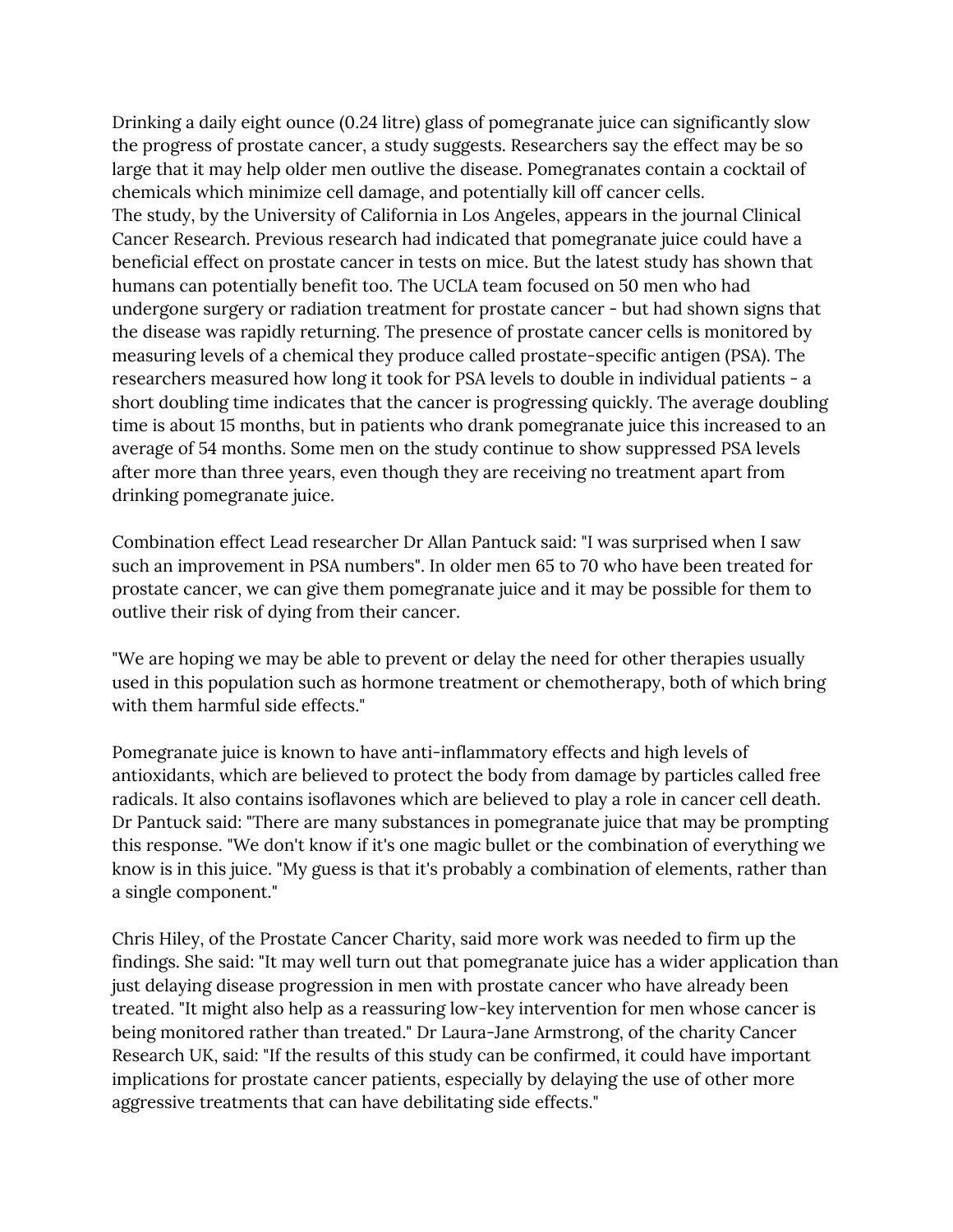Drinking a daily eight ounce (0.24 litre) glass of pomegranate juice can significantly slow the progress of prostate cancer, a study suggests. Researchers say the effect may be so large that it may help older men outlive the disease. Pomegranates contain a cocktail of chemicals which minimize cell damage, and potentially kill off cancer cells.
The study, by the University of California in Los Angeles, appears in the journal Clinical Cancer Research. Previous research had indicated that pomegranate juice could have a beneficial effect on prostate cancer in tests on mice. But the latest study has shown that humans can potentially benefit too. The UCLA team focused on 50 men who had undergone surgery or radiation treatment for prostate cancer - but had shown signs that the disease was rapidly returning. The presence of prostate cancer cells is monitored by measuring levels of a chemical they produce called prostate-specific antigen (PSA). The researchers measured how long it took for PSA levels to double in individual patients - a short doubling time indicates that the cancer is progressing quickly. The average doubling time is about 15 months, but in patients who drank pomegranate juice this increased to an average of 54 months. Some men on the study continue to show suppressed PSA levels after more than three years, even though they are receiving no treatment apart from drinking pomegranate juice.

Combination effect Lead researcher Dr Allan Pantuck said: "I was surprised when I saw such an improvement in PSA numbers". In older men 65 to 70 who have been treated for prostate cancer, we can give them pomegranate juice and it may be possible for them to outlive their risk of dying from their cancer.

"We are hoping we may be able to prevent or delay the need for other therapies usually used in this population such as hormone treatment or chemotherapy, both of which bring with them harmful side effects."

Pomegranate juice is known to have anti-inflammatory effects and high levels of antioxidants, which are believed to protect the body from damage by particles called free radicals. It also contains isoflavones which are believed to play a role in cancer cell death. Dr Pantuck said: "There are many substances in pomegranate juice that may be prompting this response. "We don't know if it's one magic bullet or the combination of everything we know is in this juice. "My guess is that it's probably a combination of elements, rather than a single component."

Chris Hiley, of the Prostate Cancer Charity, said more work was needed to firm up the findings. She said: "It may well turn out that pomegranate juice has a wider application than just delaying disease progression in men with prostate cancer who have already been treated. "It might also help as a reassuring low-key intervention for men whose cancer is being monitored rather than treated." Dr Laura-Jane Armstrong, of the charity Cancer Research UK, said: "If the results of this study can be confirmed, it could have important implications for prostate cancer patients, especially by delaying the use of other more aggressive treatments that can have debilitating side effects."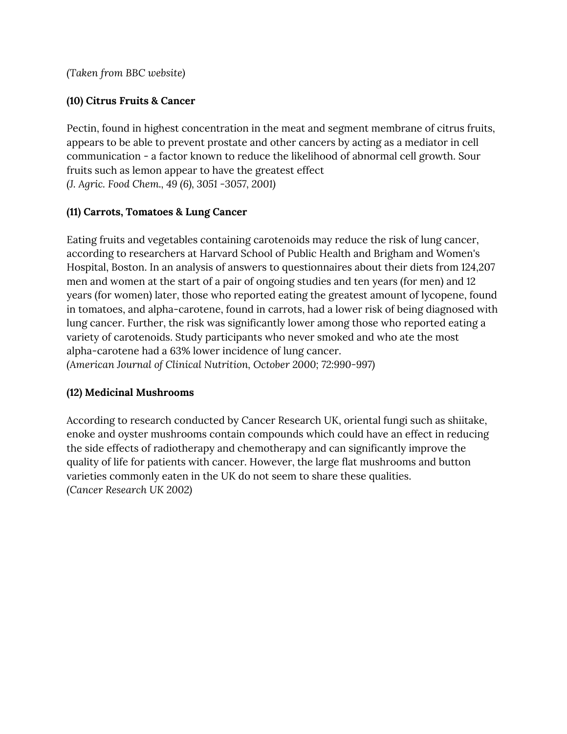*(Taken from BBC website)*

**(10) Citrus Fruits & Cancer**

Pectin, found in highest concentration in the meat and segment membrane of citrus fruits, appears to be able to prevent prostate and other cancers by acting as a mediator in cell communication - a factor known to reduce the likelihood of abnormal cell growth. Sour fruits such as lemon appear to have the greatest effect
*(J. Agric. Food Chem., 49 (6), 3051 -3057, 2001)*

**(11) Carrots, Tomatoes & Lung Cancer**

Eating fruits and vegetables containing carotenoids may reduce the risk of lung cancer, according to researchers at Harvard School of Public Health and Brigham and Women's Hospital, Boston. In an analysis of answers to questionnaires about their diets from 124,207 men and women at the start of a pair of ongoing studies and ten years (for men) and 12 years (for women) later, those who reported eating the greatest amount of lycopene, found in tomatoes, and alpha-carotene, found in carrots, had a lower risk of being diagnosed with lung cancer. Further, the risk was significantly lower among those who reported eating a variety of carotenoids. Study participants who never smoked and who ate the most alpha-carotene had a 63% lower incidence of lung cancer.
*(American Journal of Clinical Nutrition, October* 2000; 72:990-997)

**(12) Medicinal Mushrooms**

According to research conducted by Cancer Research UK, oriental fungi such as shiitake, enoke and oyster mushrooms contain compounds which could have an effect in reducing the side effects of radiotherapy and chemotherapy and can significantly improve the quality of life for patients with cancer. However, the large flat mushrooms and button varieties commonly eaten in the UK do not seem to share these qualities.
*(Cancer Research UK* 2002)